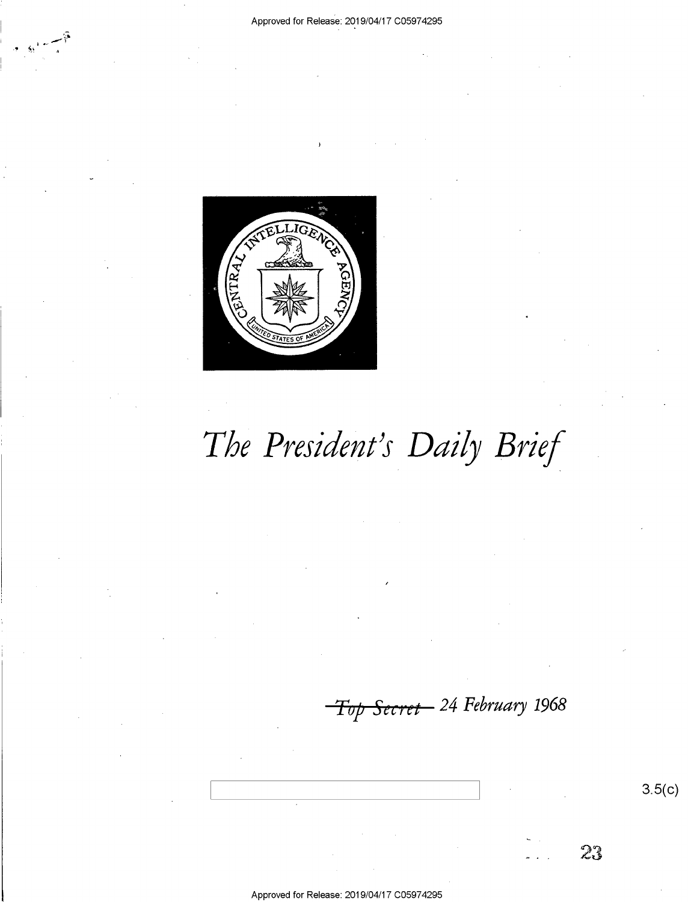# The President's Daily Brief

~~Top Secret~~ 24 February 1968

3.5(c)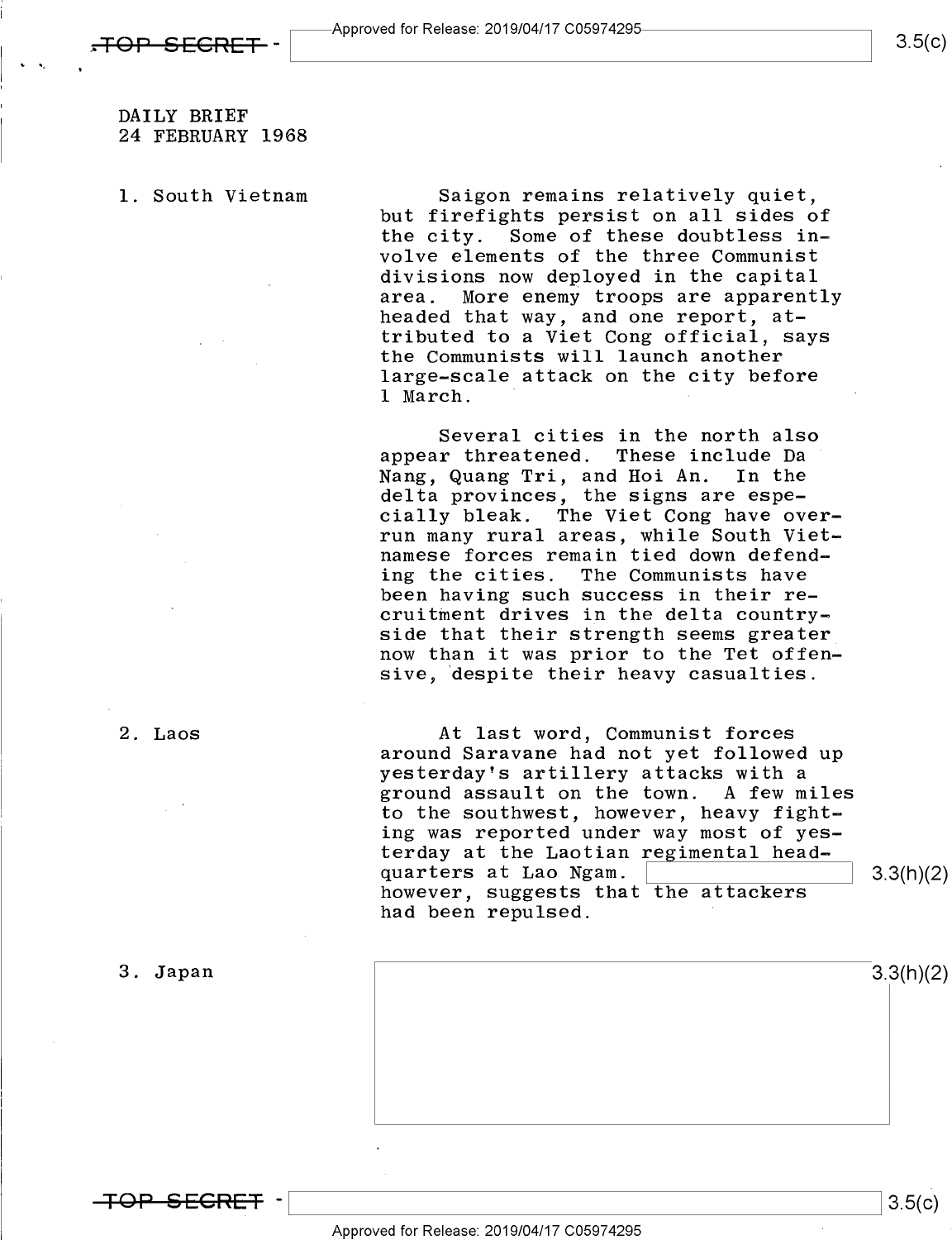DAILY BRIEF
24 FEBRUARY 1968

**1. South Vietnam**

Saigon remains relatively quiet, but firefights persist on all sides of the city. Some of these doubtless involve elements of the three Communist divisions now deployed in the capital area. More enemy troops are apparently headed that way, and one report, attributed to a Viet Cong official, says the Communists will launch another large-scale attack on the city before 1 March.

Several cities in the north also appear threatened. These include Da Nang, Quang Tri, and Hoi An. In the delta provinces, the signs are especially bleak. The Viet Cong have overrun many rural areas, while South Vietnamese forces remain tied down defending the cities. The Communists have been having such success in their recruitment drives in the delta countryside that their strength seems greater now than it was prior to the Tet offensive, despite their heavy casualties.

**2. Laos**

At last word, Communist forces around Saravane had not yet followed up yesterday's artillery attacks with a ground assault on the town. A few miles to the southwest, however, heavy fighting was reported under way most of yesterday at the Laotian regimental headquarters at Lao Ngam. [redacted] 3.3(h)(2) however, suggests that the attackers had been repulsed.

**3. Japan**

[redacted] 3.3(h)(2)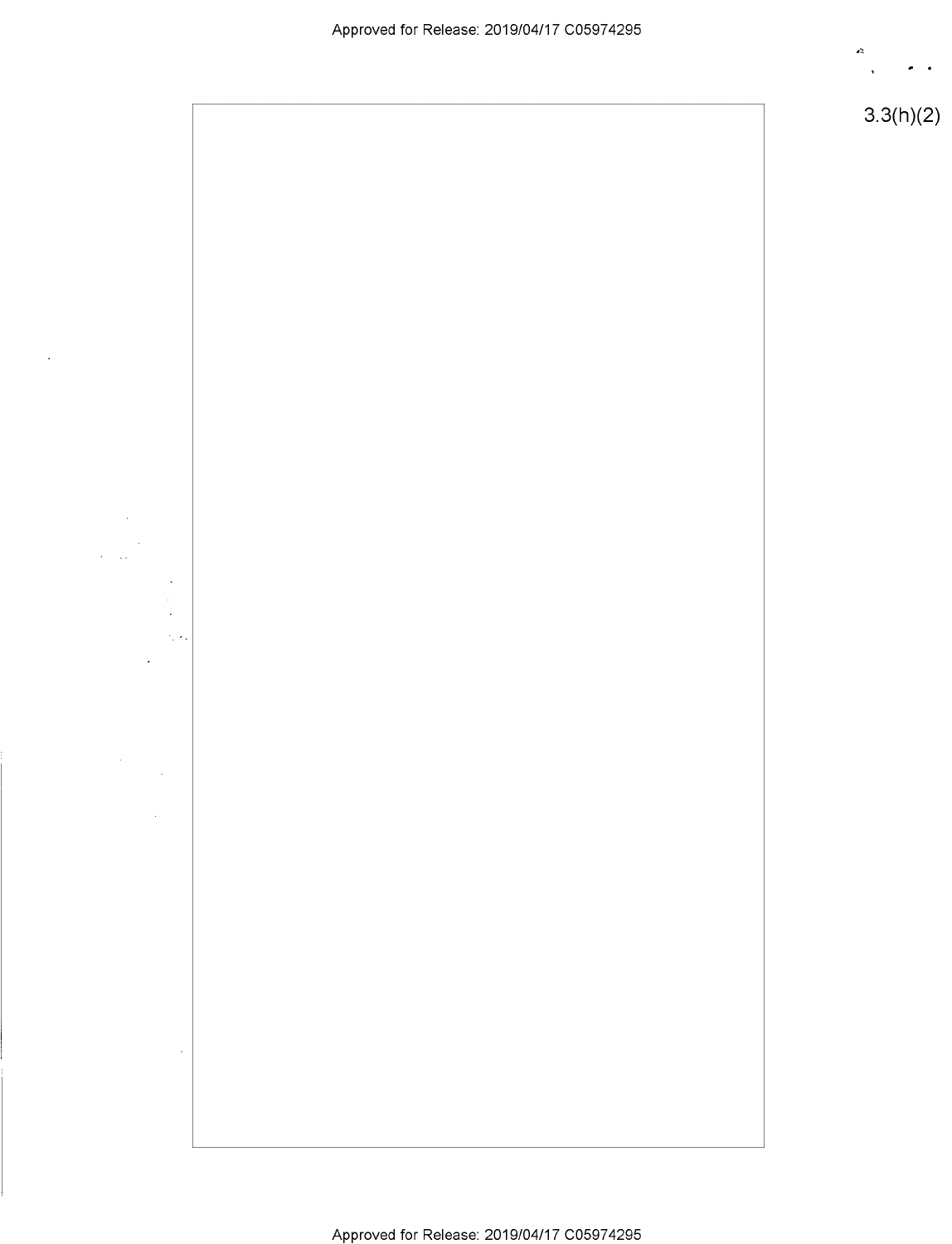3.3(h)(2)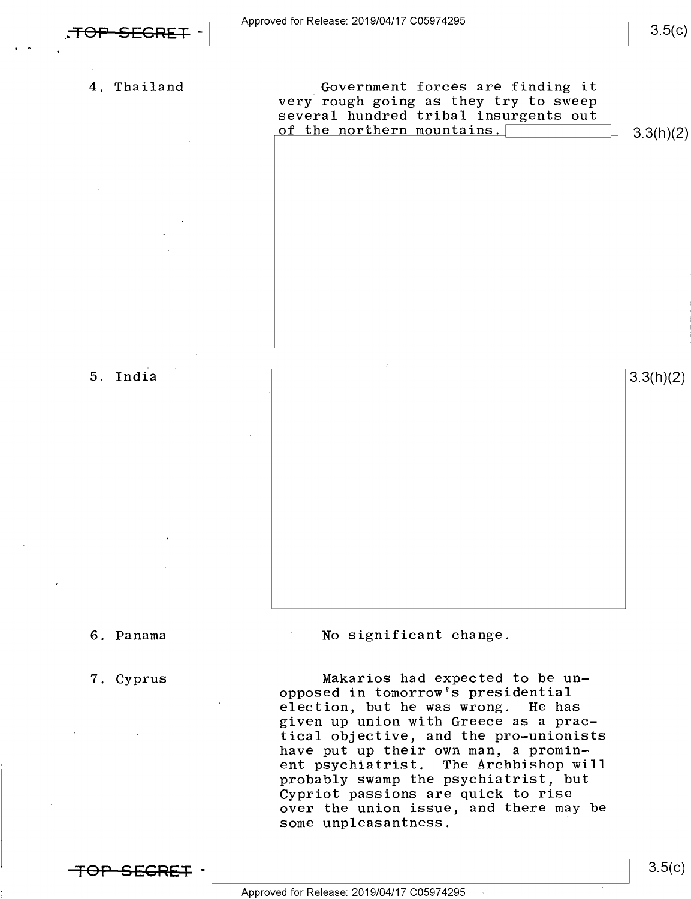4. Thailand

Government forces are finding it very rough going as they try to sweep several hundred tribal insurgents out of the northern mountains. 3.3(h)(2)

5. India

3.3(h)(2)

6. Panama

No significant change.

7. Cyprus

Makarios had expected to be unopposed in tomorrow's presidential election, but he was wrong. He has given up union with Greece as a practical objective, and the pro-unionists have put up their own man, a prominent psychiatrist. The Archbishop will probably swamp the psychiatrist, but Cypriot passions are quick to rise over the union issue, and there may be some unpleasantness.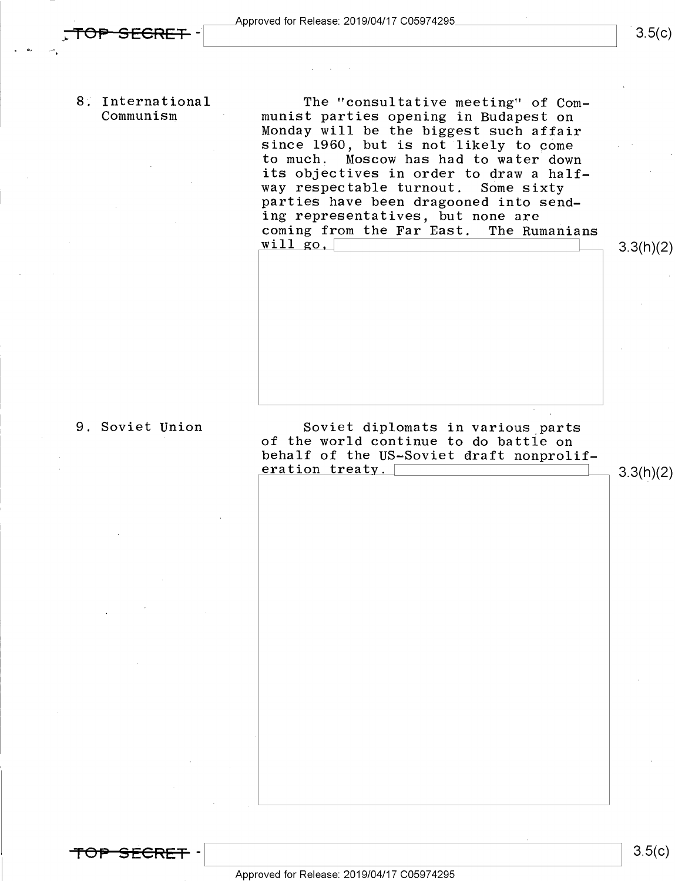8. International Communism

The "consultative meeting" of Communist parties opening in Budapest on Monday will be the biggest such affair since 1960, but is not likely to come to much. Moscow has had to water down its objectives in order to draw a half-way respectable turnout. Some sixty parties have been dragooned into sending representatives, but none are coming from the Far East. The Rumanians will go, 3.3(h)(2)

9. Soviet Union

Soviet diplomats in various parts of the world continue to do battle on behalf of the US-Soviet draft nonproliferation treaty. 3.3(h)(2)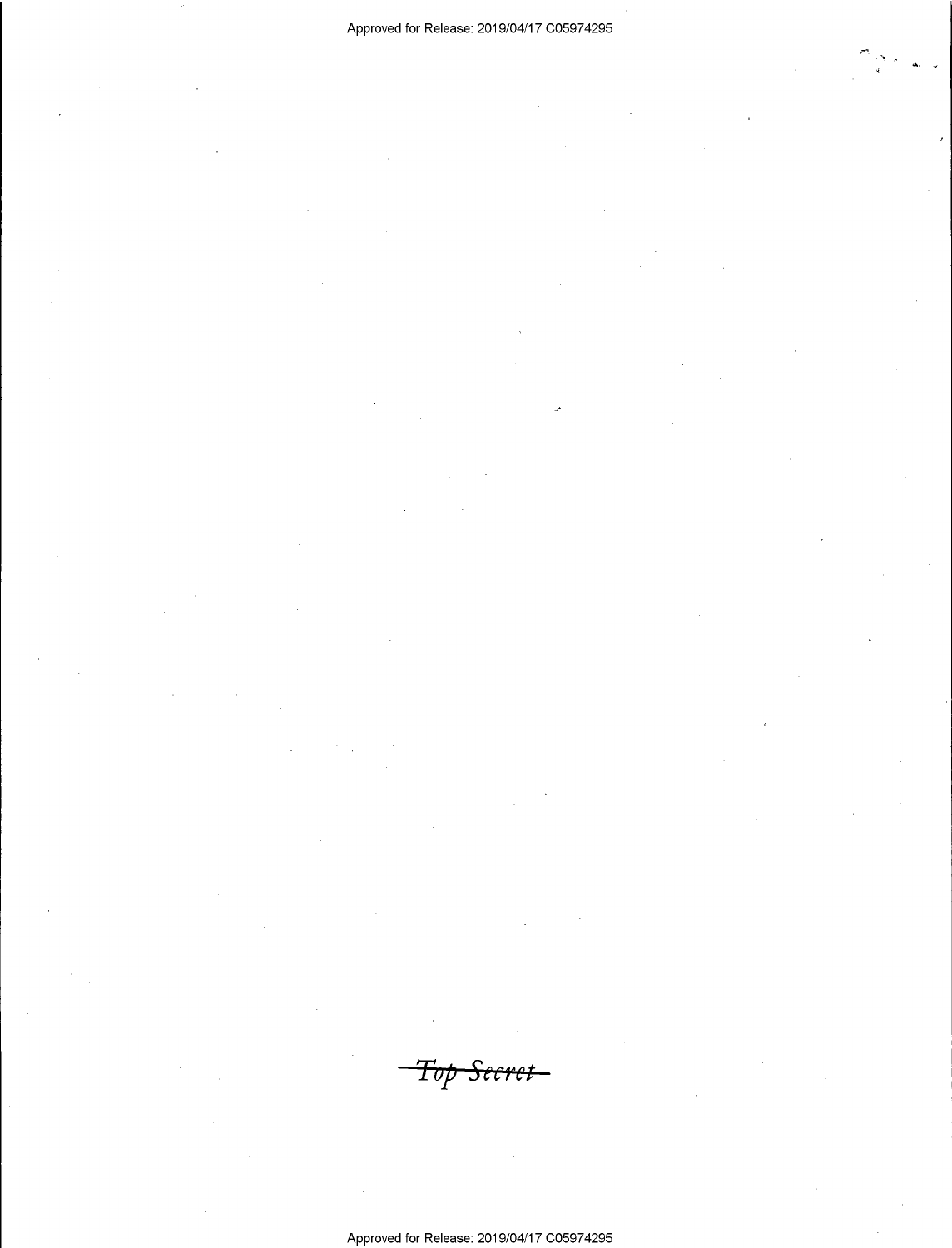~~Top Secret~~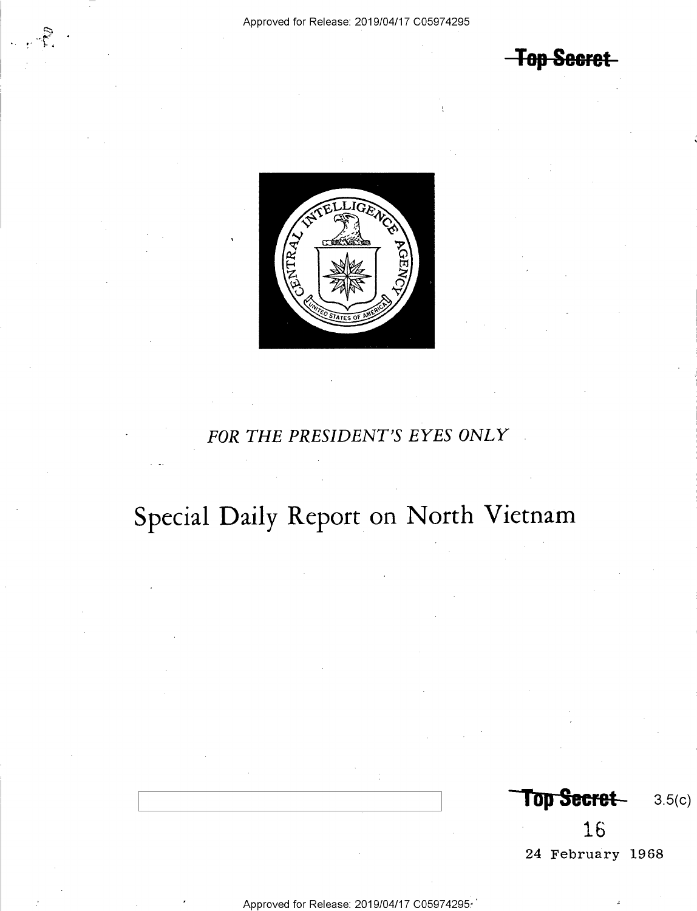~~Top Secret~~

FOR THE PRESIDENT'S EYES ONLY

# Special Daily Report on North Vietnam

~~Top Secret~~ 3.5(c)

16

24 February 1968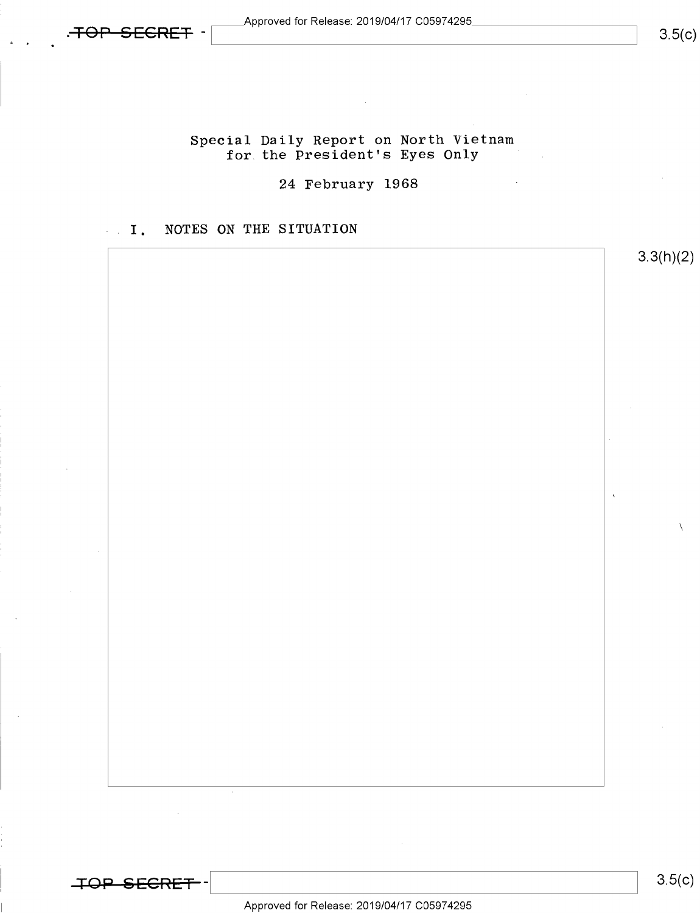Special Daily Report on North Vietnam
for the President's Eyes Only

24 February 1968

## I. NOTES ON THE SITUATION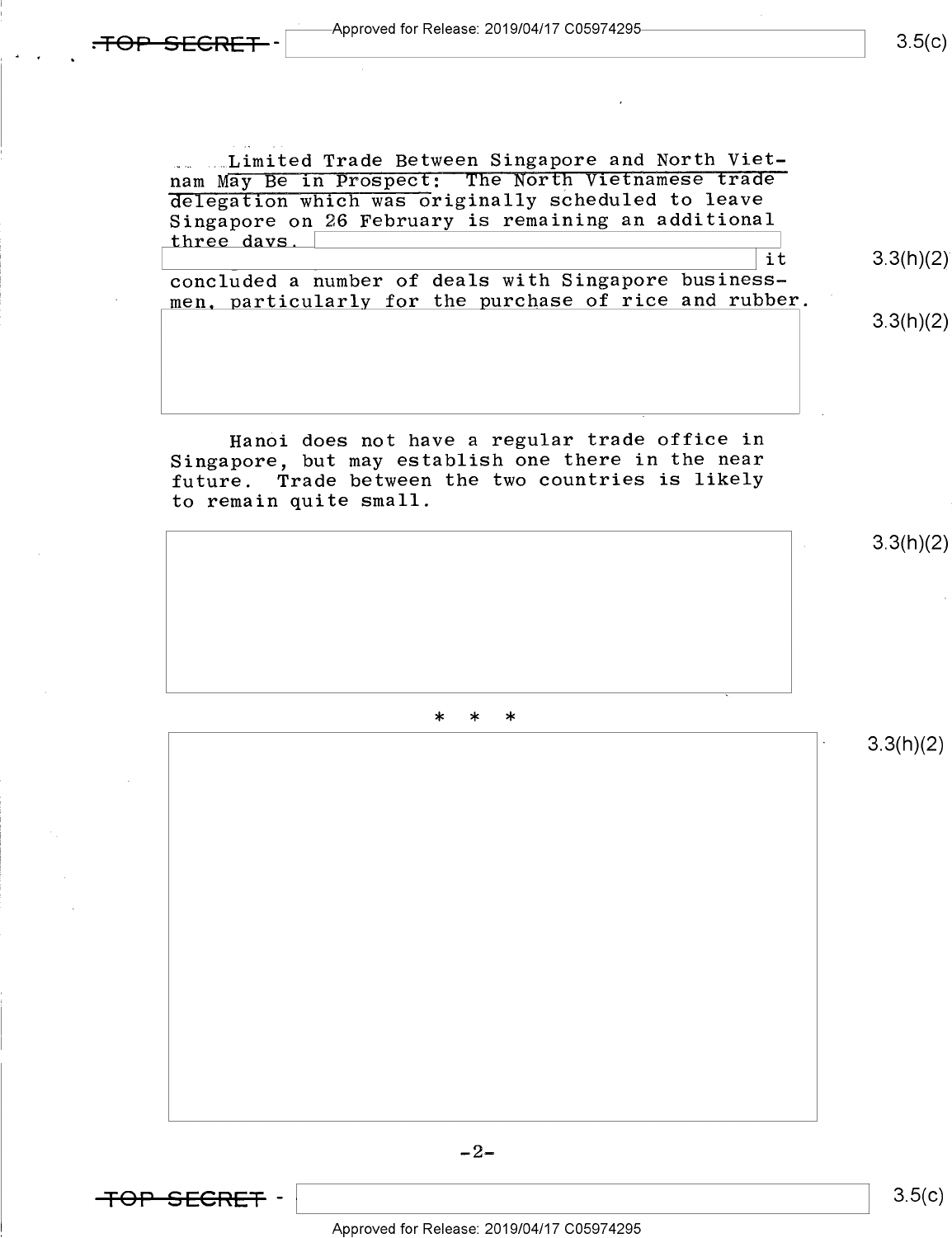**Limited Trade Between Singapore and North Vietnam May Be in Prospect:** The North Vietnamese trade delegation which was originally scheduled to leave Singapore on 26 February is remaining an additional three days. [redacted] it concluded a number of deals with Singapore businessmen, particularly for the purchase of rice and rubber. [redacted]

3.3(h)(2)

3.3(h)(2)

Hanoi does not have a regular trade office in Singapore, but may establish one there in the near future. Trade between the two countries is likely to remain quite small.

[redacted] 3.3(h)(2)

\* \* \*

[redacted] 3.3(h)(2)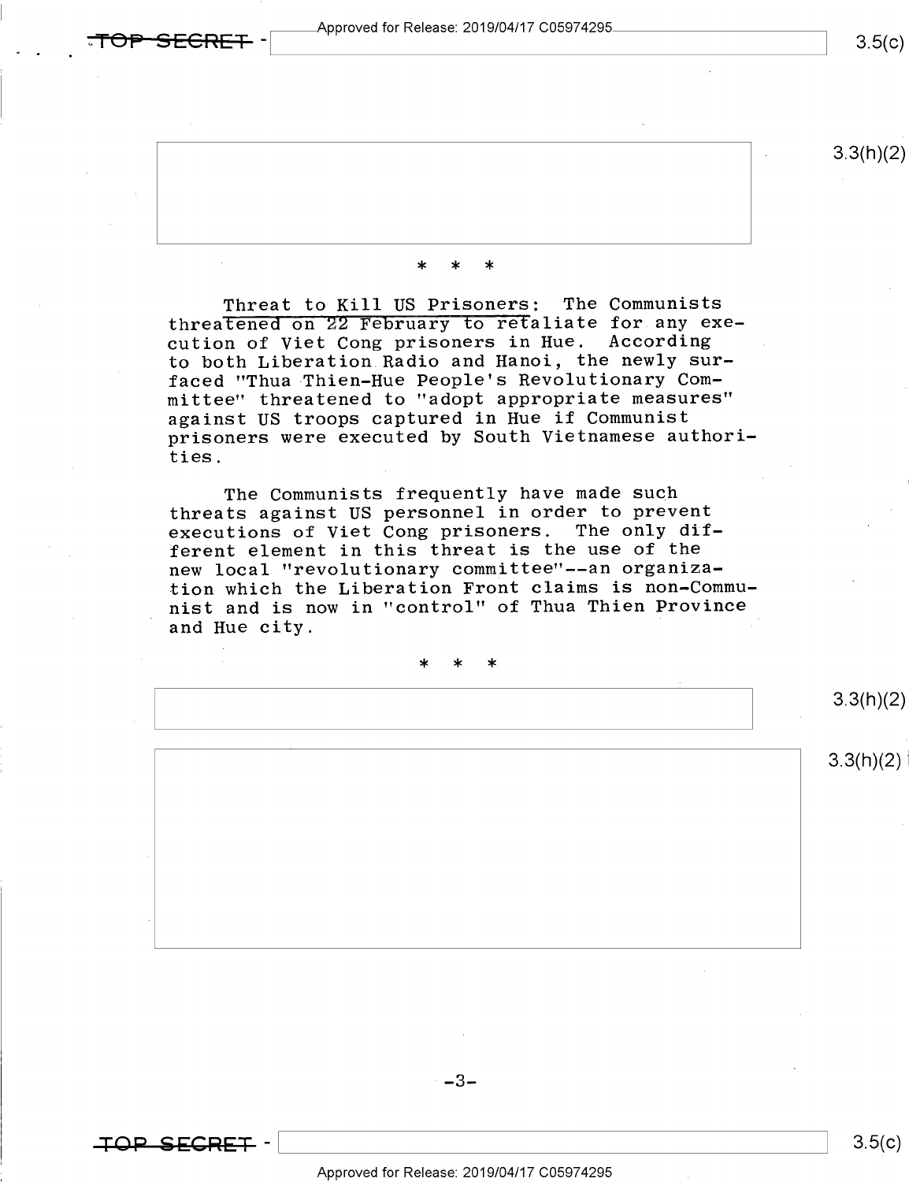\* \* \*

<u>Threat to Kill US Prisoners</u>: The Communists threatened on 22 February to retaliate for any execution of Viet Cong prisoners in Hue. According to both Liberation Radio and Hanoi, the newly surfaced "Thua Thien-Hue People's Revolutionary Committee" threatened to "adopt appropriate measures" against US troops captured in Hue if Communist prisoners were executed by South Vietnamese authorities.

The Communists frequently have made such threats against US personnel in order to prevent executions of Viet Cong prisoners. The only different element in this threat is the use of the new local "revolutionary committee"--an organization which the Liberation Front claims is non-Communist and is now in "control" of Thua Thien Province and Hue city.

\* \* \*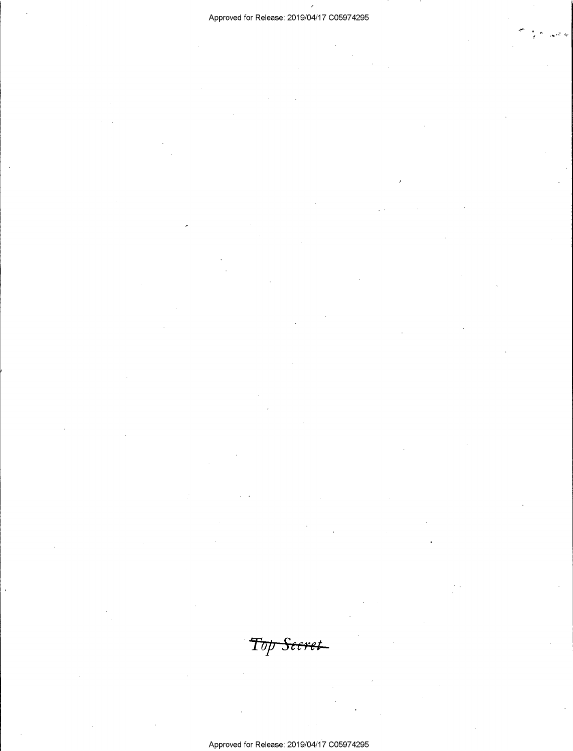~~Top Secret~~